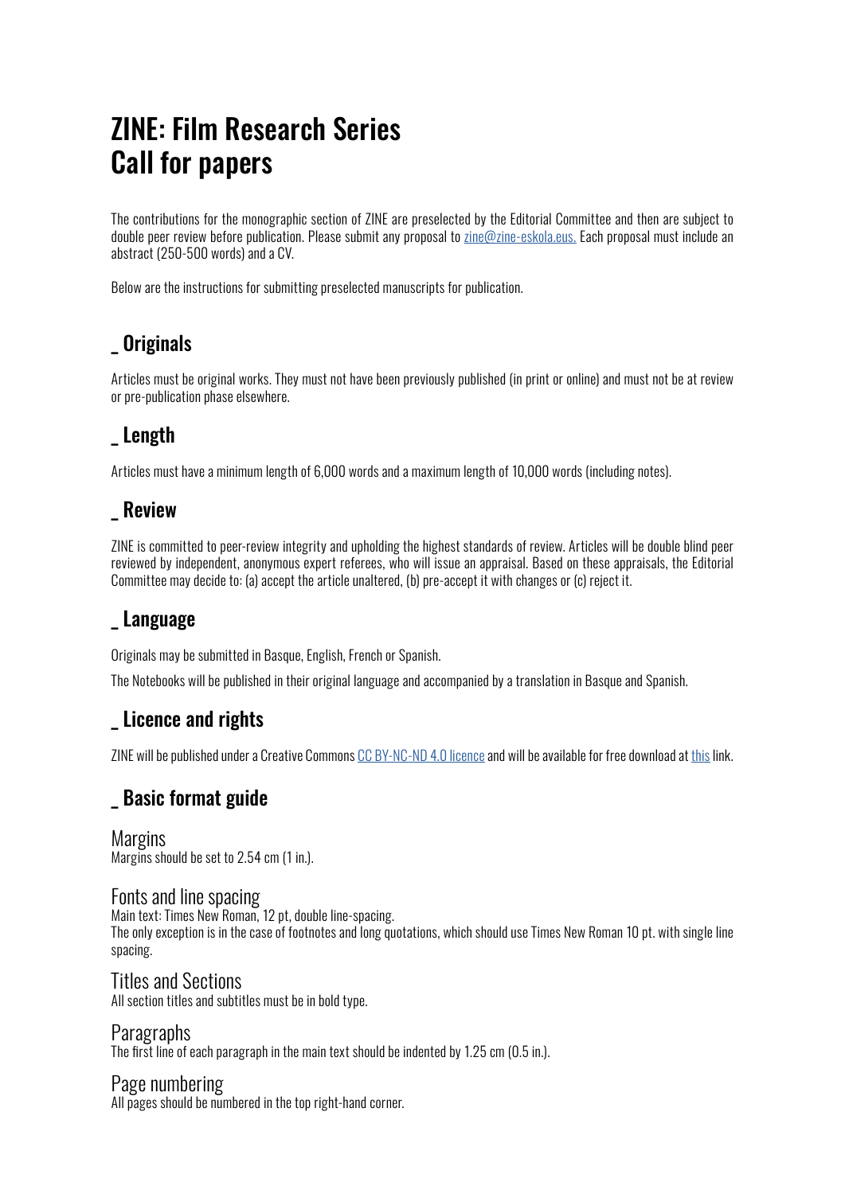# ZINE: Film Research Series
# Call for papers

The contributions for the monographic section of ZINE are preselected by the Editorial Committee and then are subject to double peer review before publication. Please submit any proposal to zine@zine-eskola.eus. Each proposal must include an abstract (250-500 words) and a CV.

Below are the instructions for submitting preselected manuscripts for publication.

## _ Originals

Articles must be original works. They must not have been previously published (in print or online) and must not be at review or pre-publication phase elsewhere.

## _ Length

Articles must have a minimum length of 6,000 words and a maximum length of 10,000 words (including notes).

## _ Review

ZINE is committed to peer-review integrity and upholding the highest standards of review. Articles will be double blind peer reviewed by independent, anonymous expert referees, who will issue an appraisal. Based on these appraisals, the Editorial Committee may decide to: (a) accept the article unaltered, (b) pre-accept it with changes or (c) reject it.

## _ Language

Originals may be submitted in Basque, English, French or Spanish.

The Notebooks will be published in their original language and accompanied by a translation in Basque and Spanish.

## _ Licence and rights

ZINE will be published under a Creative Commons CC BY-NC-ND 4.0 licence and will be available for free download at this link.

## _ Basic format guide

### Margins
Margins should be set to 2.54 cm (1 in.).

### Fonts and line spacing
Main text: Times New Roman, 12 pt, double line-spacing.
The only exception is in the case of footnotes and long quotations, which should use Times New Roman 10 pt. with single line spacing.

### Titles and Sections
All section titles and subtitles must be in bold type.

### Paragraphs
The first line of each paragraph in the main text should be indented by 1.25 cm (0.5 in.).

### Page numbering
All pages should be numbered in the top right-hand corner.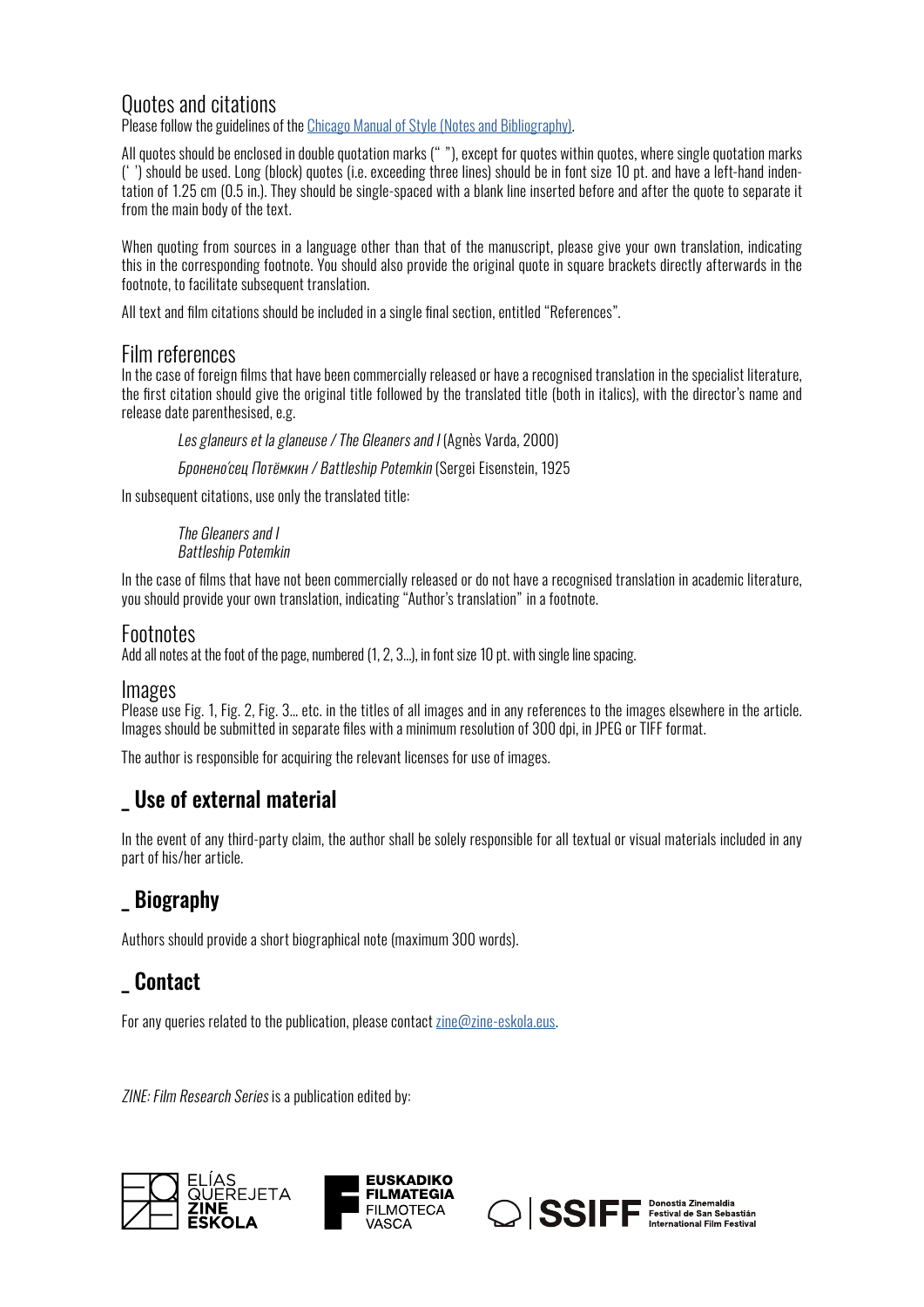### Quotes and citations

Please follow the guidelines of the [Chicago Manual of Style (Notes and Bibliography)](#).

All quotes should be enclosed in double quotation marks (" "), except for quotes within quotes, where single quotation marks (' ') should be used. Long (block) quotes (i.e. exceeding three lines) should be in font size 10 pt. and have a left-hand indentation of 1.25 cm (0.5 in.). They should be single-spaced with a blank line inserted before and after the quote to separate it from the main body of the text.

When quoting from sources in a language other than that of the manuscript, please give your own translation, indicating this in the corresponding footnote. You should also provide the original quote in square brackets directly afterwards in the footnote, to facilitate subsequent translation.

All text and film citations should be included in a single final section, entitled "References".

### Film references

In the case of foreign films that have been commercially released or have a recognised translation in the specialist literature, the first citation should give the original title followed by the translated title (both in italics), with the director's name and release date parenthesised, e.g.

> *Les glaneurs et la glaneuse / The Gleaners and I* (Agnès Varda, 2000)
>
> *Бронено́сец Потёмкин / Battleship Potemkin* (Sergei Eisenstein, 1925

In subsequent citations, use only the translated title:

> *The Gleaners and I*
> *Battleship Potemkin*

In the case of films that have not been commercially released or do not have a recognised translation in academic literature, you should provide your own translation, indicating "Author's translation" in a footnote.

### Footnotes

Add all notes at the foot of the page, numbered (1, 2, 3...), in font size 10 pt. with single line spacing.

### Images

Please use Fig. 1, Fig. 2, Fig. 3... etc. in the titles of all images and in any references to the images elsewhere in the article. Images should be submitted in separate files with a minimum resolution of 300 dpi, in JPEG or TIFF format.

The author is responsible for acquiring the relevant licenses for use of images.

## _ Use of external material

In the event of any third-party claim, the author shall be solely responsible for all textual or visual materials included in any part of his/her article.

## _ Biography

Authors should provide a short biographical note (maximum 300 words).

## _ Contact

For any queries related to the publication, please contact [zine@zine-eskola.eus](mailto:zine@zine-eskola.eus).

*ZINE: Film Research Series* is a publication edited by:

ELÍAS QUEREJETA ZINE ESKOLA

EUSKADIKO FILMATEGIA FILMOTECA VASCA

SSIFF Donostia Zinemaldia Festival de San Sebastián International Film Festival